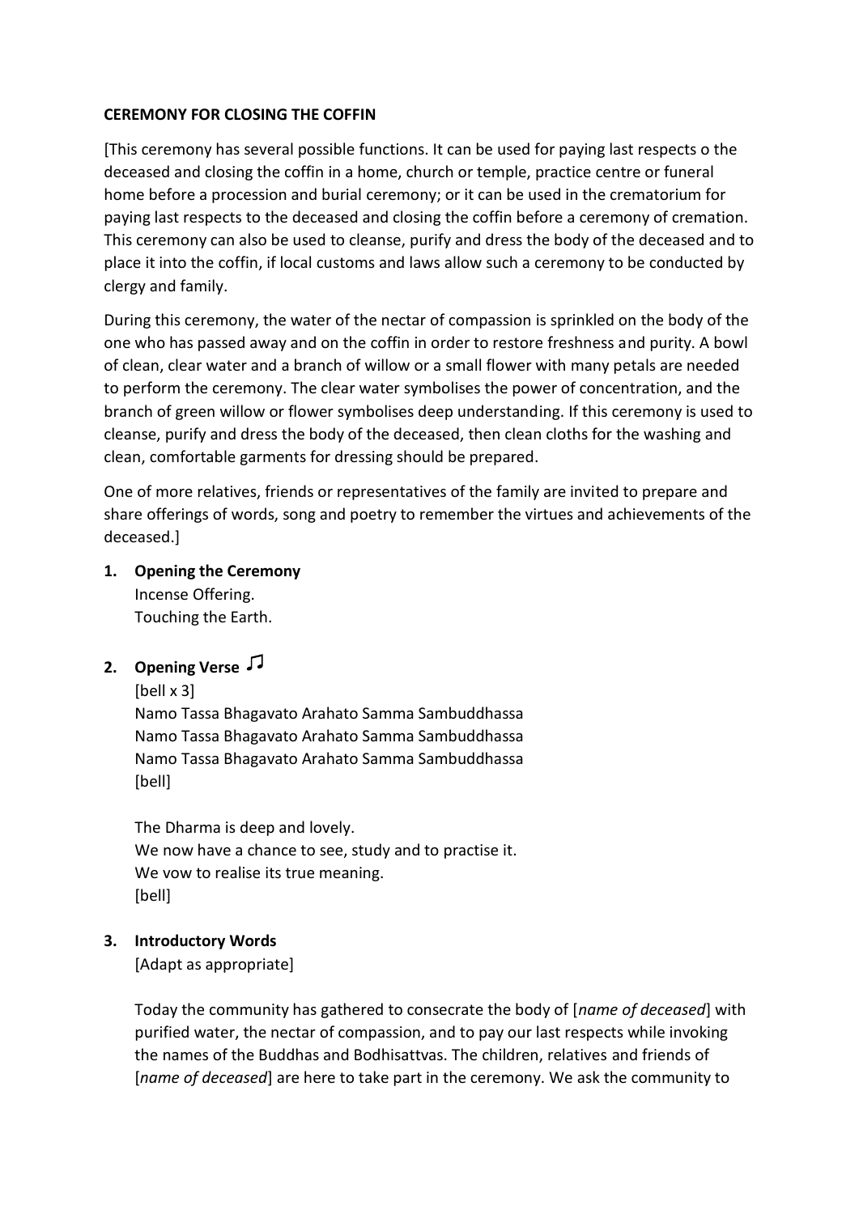**CEREMONY FOR CLOSING THE COFFIN**

[This ceremony has several possible functions. It can be used for paying last respects o the deceased and closing the coffin in a home, church or temple, practice centre or funeral home before a procession and burial ceremony; or it can be used in the crematorium for paying last respects to the deceased and closing the coffin before a ceremony of cremation. This ceremony can also be used to cleanse, purify and dress the body of the deceased and to place it into the coffin, if local customs and laws allow such a ceremony to be conducted by clergy and family.

During this ceremony, the water of the nectar of compassion is sprinkled on the body of the one who has passed away and on the coffin in order to restore freshness and purity. A bowl of clean, clear water and a branch of willow or a small flower with many petals are needed to perform the ceremony. The clear water symbolises the power of concentration, and the branch of green willow or flower symbolises deep understanding. If this ceremony is used to cleanse, purify and dress the body of the deceased, then clean cloths for the washing and clean, comfortable garments for dressing should be prepared.

One of more relatives, friends or representatives of the family are invited to prepare and share offerings of words, song and poetry to remember the virtues and achievements of the deceased.]

1. **Opening the Ceremony**
   Incense Offering.
   Touching the Earth.

2. **Opening Verse** ♫
   [bell x 3]
   Namo Tassa Bhagavato Arahato Samma Sambuddhassa
   Namo Tassa Bhagavato Arahato Samma Sambuddhassa
   Namo Tassa Bhagavato Arahato Samma Sambuddhassa
   [bell]

   The Dharma is deep and lovely.
   We now have a chance to see, study and to practise it.
   We vow to realise its true meaning.
   [bell]

3. **Introductory Words**
   [Adapt as appropriate]

   Today the community has gathered to consecrate the body of [*name of deceased*] with purified water, the nectar of compassion, and to pay our last respects while invoking the names of the Buddhas and Bodhisattvas. The children, relatives and friends of [*name of deceased*] are here to take part in the ceremony. We ask the community to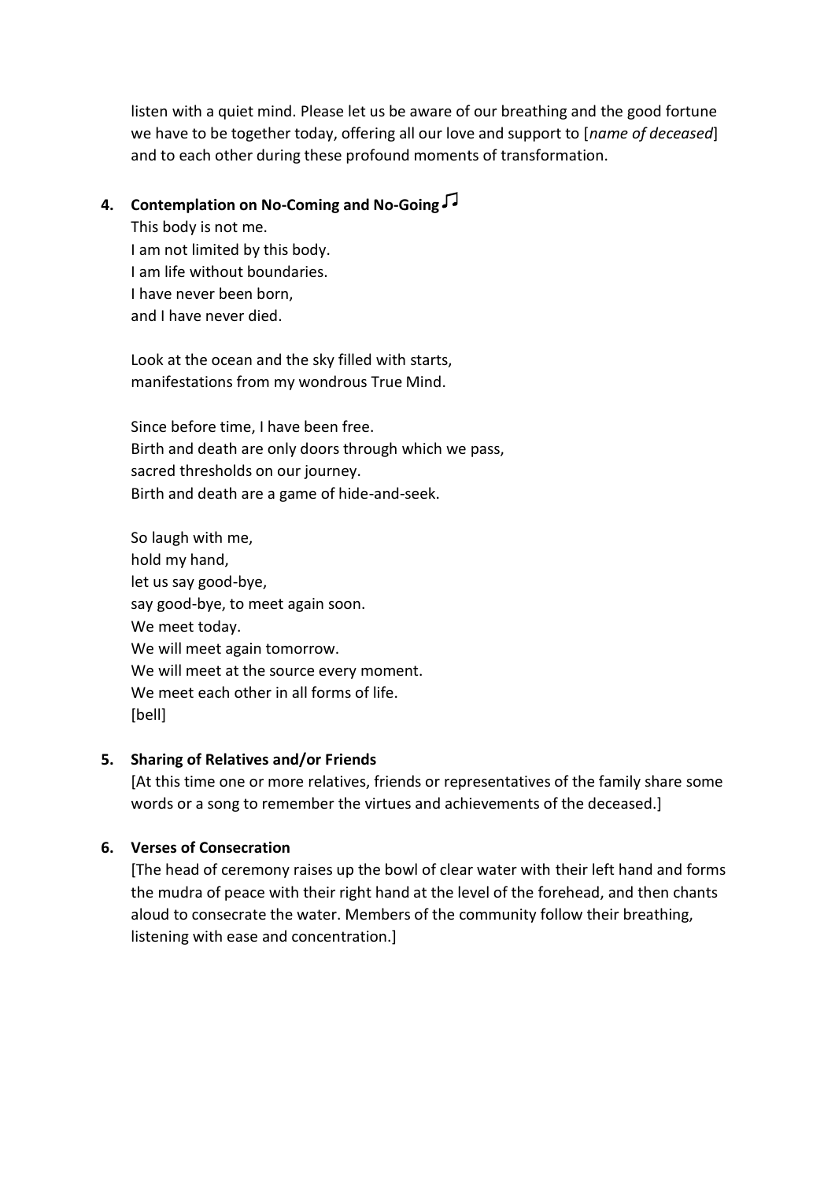listen with a quiet mind. Please let us be aware of our breathing and the good fortune we have to be together today, offering all our love and support to [*name of deceased*] and to each other during these profound moments of transformation.

**4. Contemplation on No-Coming and No-Going** ♫

This body is not me.
I am not limited by this body.
I am life without boundaries.
I have never been born,
and I have never died.

Look at the ocean and the sky filled with starts,
manifestations from my wondrous True Mind.

Since before time, I have been free.
Birth and death are only doors through which we pass,
sacred thresholds on our journey.
Birth and death are a game of hide-and-seek.

So laugh with me,
hold my hand,
let us say good-bye,
say good-bye, to meet again soon.
We meet today.
We will meet again tomorrow.
We will meet at the source every moment.
We meet each other in all forms of life.
[bell]

**5. Sharing of Relatives and/or Friends**

[At this time one or more relatives, friends or representatives of the family share some words or a song to remember the virtues and achievements of the deceased.]

**6. Verses of Consecration**

[The head of ceremony raises up the bowl of clear water with their left hand and forms the mudra of peace with their right hand at the level of the forehead, and then chants aloud to consecrate the water. Members of the community follow their breathing, listening with ease and concentration.]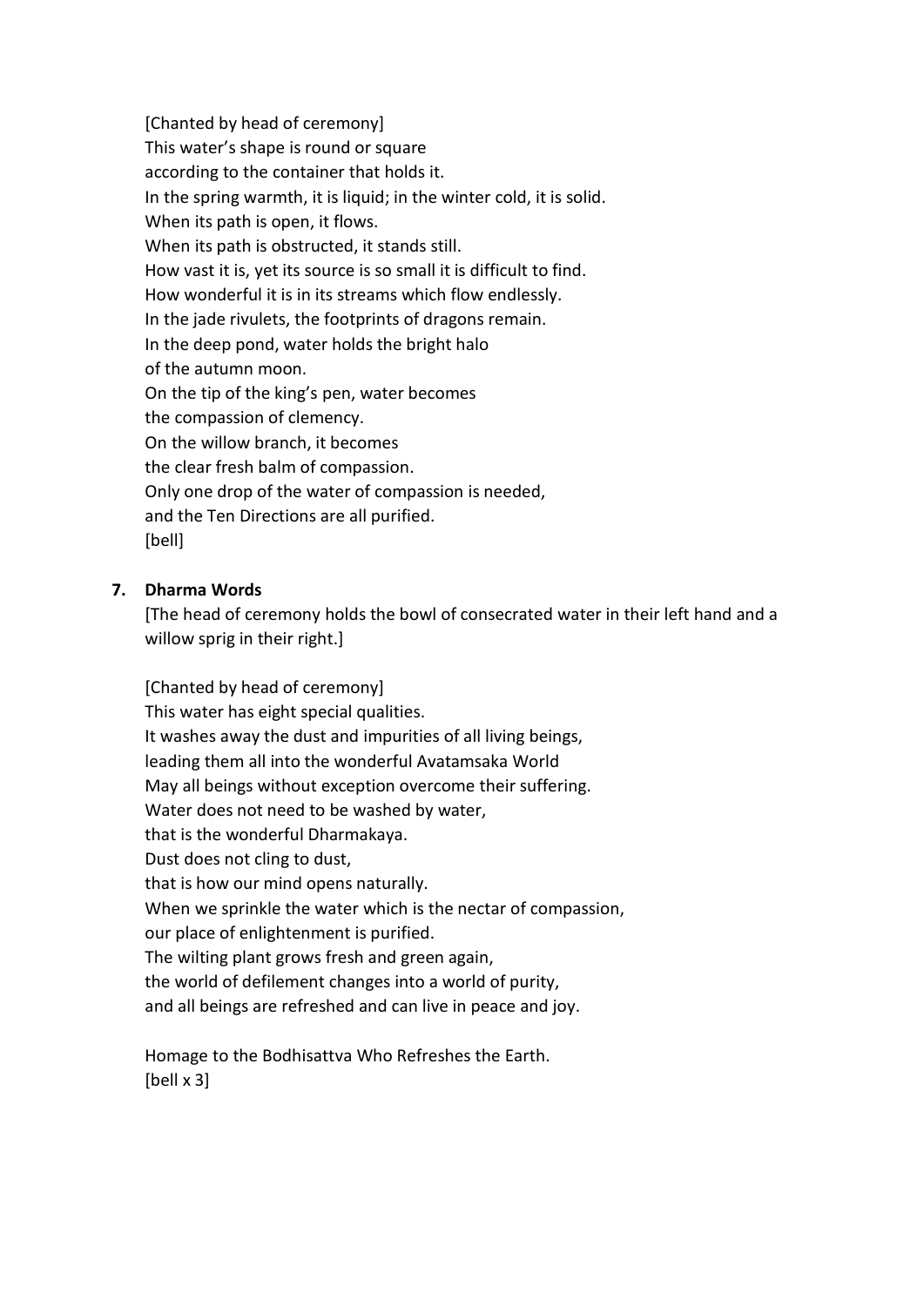[Chanted by head of ceremony]
This water's shape is round or square
according to the container that holds it.
In the spring warmth, it is liquid; in the winter cold, it is solid.
When its path is open, it flows.
When its path is obstructed, it stands still.
How vast it is, yet its source is so small it is difficult to find.
How wonderful it is in its streams which flow endlessly.
In the jade rivulets, the footprints of dragons remain.
In the deep pond, water holds the bright halo
of the autumn moon.
On the tip of the king's pen, water becomes
the compassion of clemency.
On the willow branch, it becomes
the clear fresh balm of compassion.
Only one drop of the water of compassion is needed,
and the Ten Directions are all purified.
[bell]

### 7. Dharma Words

[The head of ceremony holds the bowl of consecrated water in their left hand and a willow sprig in their right.]

[Chanted by head of ceremony]
This water has eight special qualities.
It washes away the dust and impurities of all living beings,
leading them all into the wonderful Avatamsaka World
May all beings without exception overcome their suffering.
Water does not need to be washed by water,
that is the wonderful Dharmakaya.
Dust does not cling to dust,
that is how our mind opens naturally.
When we sprinkle the water which is the nectar of compassion,
our place of enlightenment is purified.
The wilting plant grows fresh and green again,
the world of defilement changes into a world of purity,
and all beings are refreshed and can live in peace and joy.

Homage to the Bodhisattva Who Refreshes the Earth.
[bell x 3]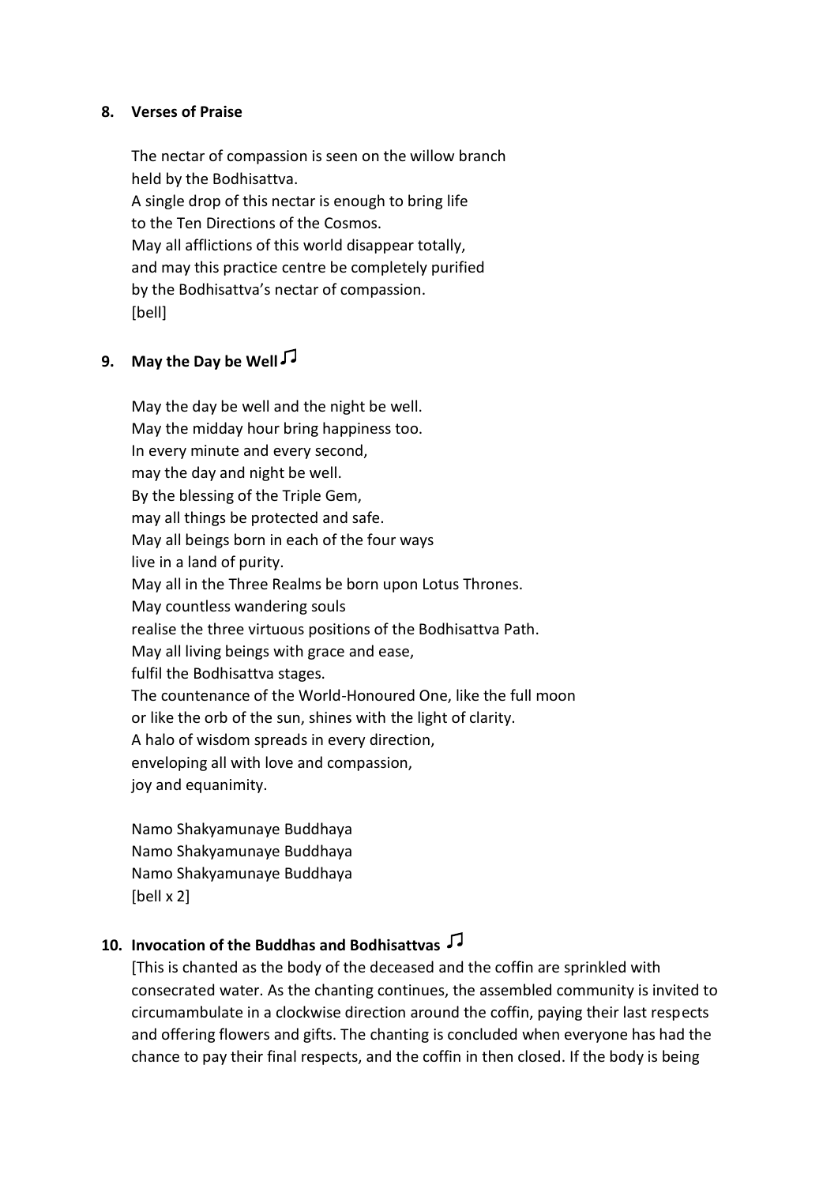## 8. Verses of Praise

The nectar of compassion is seen on the willow branch  
held by the Bodhisattva.  
A single drop of this nectar is enough to bring life  
to the Ten Directions of the Cosmos.  
May all afflictions of this world disappear totally,  
and may this practice centre be completely purified  
by the Bodhisattva's nectar of compassion.  
[bell]

## 9. May the Day be Well ♫

May the day be well and the night be well.  
May the midday hour bring happiness too.  
In every minute and every second,  
may the day and night be well.  
By the blessing of the Triple Gem,  
may all things be protected and safe.  
May all beings born in each of the four ways  
live in a land of purity.  
May all in the Three Realms be born upon Lotus Thrones.  
May countless wandering souls  
realise the three virtuous positions of the Bodhisattva Path.  
May all living beings with grace and ease,  
fulfil the Bodhisattva stages.  
The countenance of the World-Honoured One, like the full moon  
or like the orb of the sun, shines with the light of clarity.  
A halo of wisdom spreads in every direction,  
enveloping all with love and compassion,  
joy and equanimity.

Namo Shakyamunaye Buddhaya  
Namo Shakyamunaye Buddhaya  
Namo Shakyamunaye Buddhaya  
[bell x 2]

## 10. Invocation of the Buddhas and Bodhisattvas ♫

[This is chanted as the body of the deceased and the coffin are sprinkled with consecrated water. As the chanting continues, the assembled community is invited to circumambulate in a clockwise direction around the coffin, paying their last respects and offering flowers and gifts. The chanting is concluded when everyone has had the chance to pay their final respects, and the coffin in then closed. If the body is being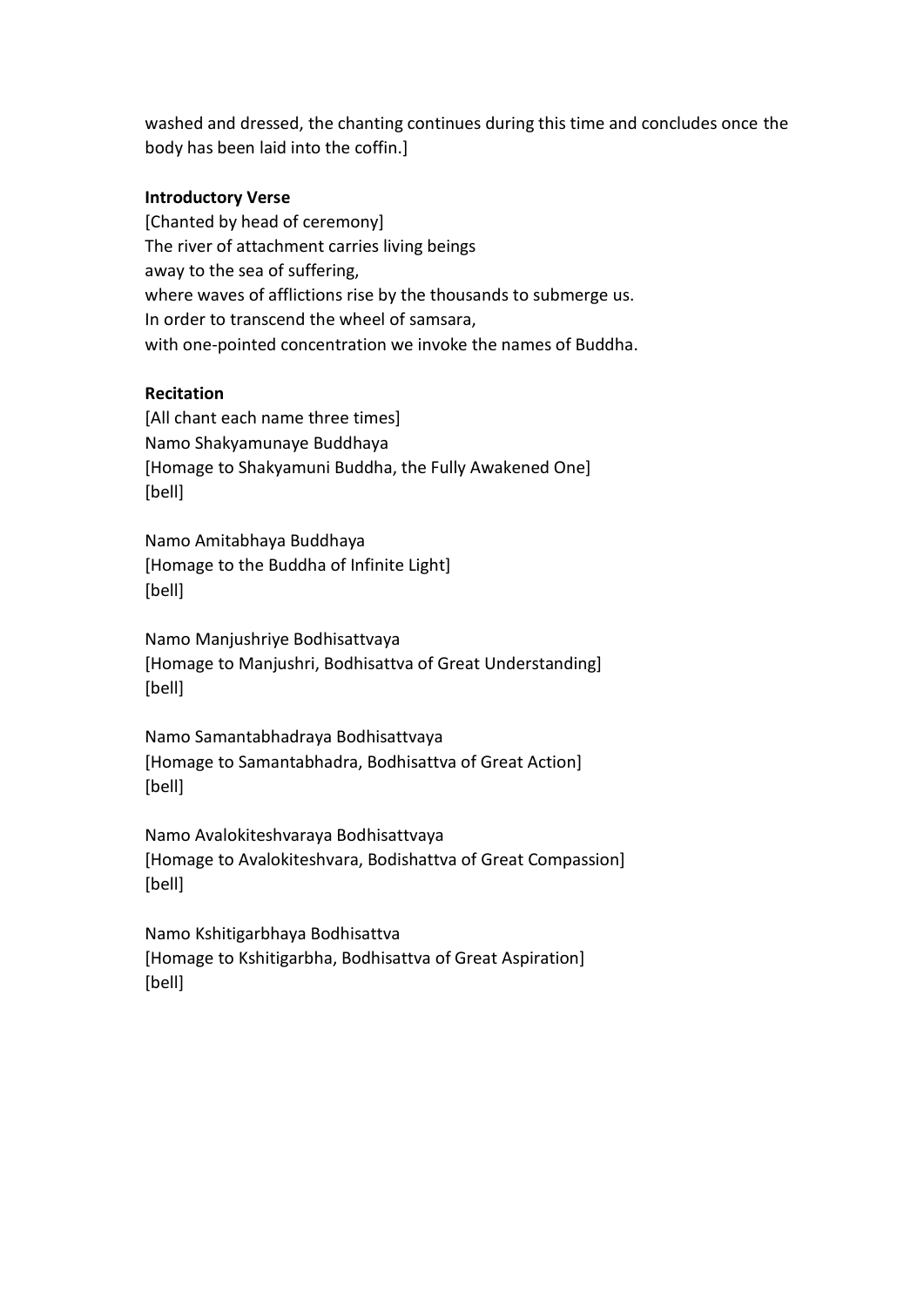washed and dressed, the chanting continues during this time and concludes once the body has been laid into the coffin.]

**Introductory Verse**

[Chanted by head of ceremony]
The river of attachment carries living beings
away to the sea of suffering,
where waves of afflictions rise by the thousands to submerge us.
In order to transcend the wheel of samsara,
with one-pointed concentration we invoke the names of Buddha.

**Recitation**

[All chant each name three times]
Namo Shakyamunaye Buddhaya
[Homage to Shakyamuni Buddha, the Fully Awakened One]
[bell]

Namo Amitabhaya Buddhaya
[Homage to the Buddha of Infinite Light]
[bell]

Namo Manjushriye Bodhisattvaya
[Homage to Manjushri, Bodhisattva of Great Understanding]
[bell]

Namo Samantabhadraya Bodhisattvaya
[Homage to Samantabhadra, Bodhisattva of Great Action]
[bell]

Namo Avalokiteshvaraya Bodhisattvaya
[Homage to Avalokiteshvara, Bodishattva of Great Compassion]
[bell]

Namo Kshitigarbhaya Bodhisattva
[Homage to Kshitigarbha, Bodhisattva of Great Aspiration]
[bell]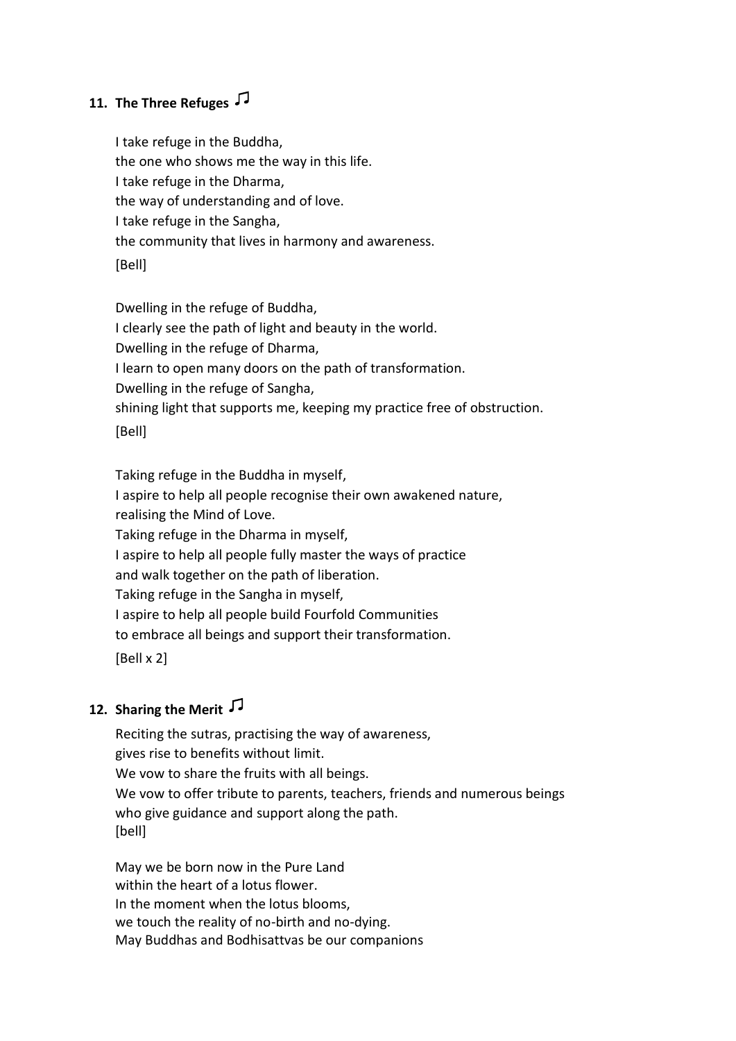## 11. The Three Refuges ♫

I take refuge in the Buddha,
the one who shows me the way in this life.
I take refuge in the Dharma,
the way of understanding and of love.
I take refuge in the Sangha,
the community that lives in harmony and awareness.
[Bell]

Dwelling in the refuge of Buddha,
I clearly see the path of light and beauty in the world.
Dwelling in the refuge of Dharma,
I learn to open many doors on the path of transformation.
Dwelling in the refuge of Sangha,
shining light that supports me, keeping my practice free of obstruction.
[Bell]

Taking refuge in the Buddha in myself,
I aspire to help all people recognise their own awakened nature,
realising the Mind of Love.
Taking refuge in the Dharma in myself,
I aspire to help all people fully master the ways of practice
and walk together on the path of liberation.
Taking refuge in the Sangha in myself,
I aspire to help all people build Fourfold Communities
to embrace all beings and support their transformation.
[Bell x 2]

## 12. Sharing the Merit ♫

Reciting the sutras, practising the way of awareness,
gives rise to benefits without limit.
We vow to share the fruits with all beings.
We vow to offer tribute to parents, teachers, friends and numerous beings
who give guidance and support along the path.
[bell]

May we be born now in the Pure Land
within the heart of a lotus flower.
In the moment when the lotus blooms,
we touch the reality of no-birth and no-dying.
May Buddhas and Bodhisattvas be our companions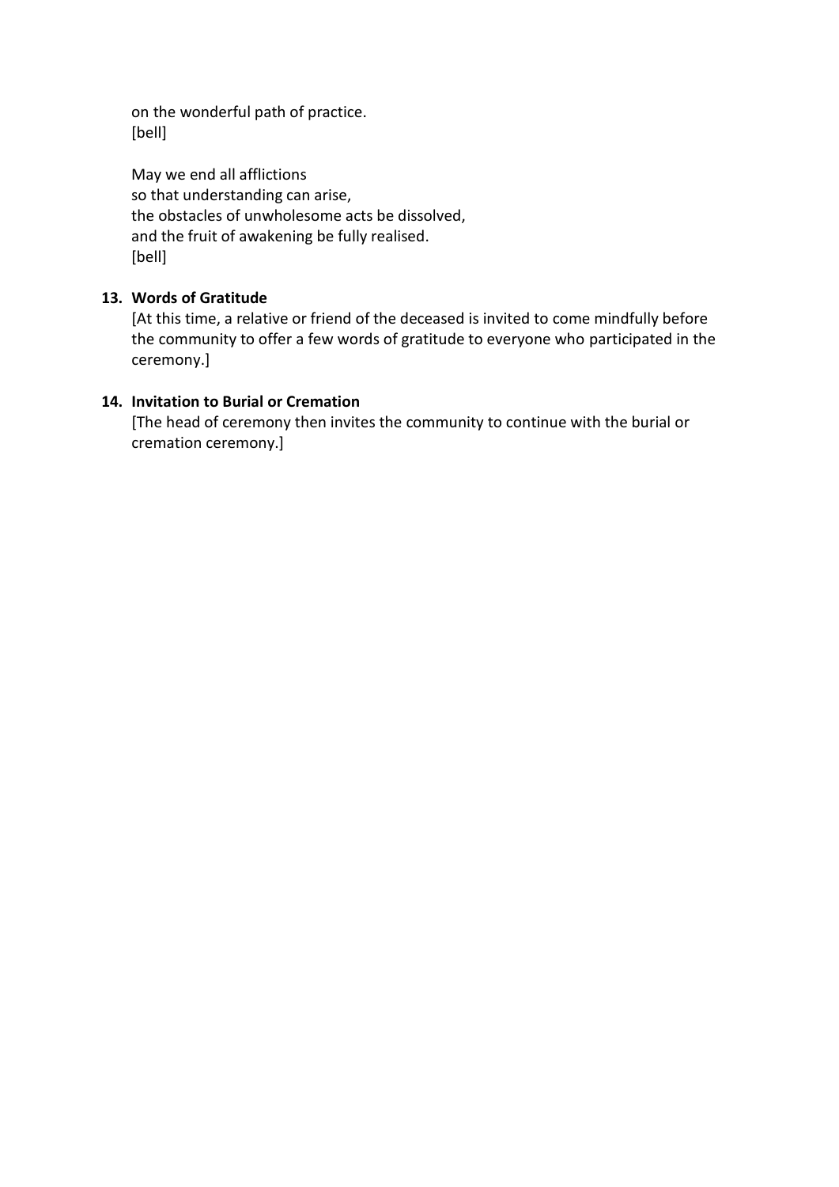on the wonderful path of practice.
[bell]

May we end all afflictions
so that understanding can arise,
the obstacles of unwholesome acts be dissolved,
and the fruit of awakening be fully realised.
[bell]

**13. Words of Gratitude**

[At this time, a relative or friend of the deceased is invited to come mindfully before the community to offer a few words of gratitude to everyone who participated in the ceremony.]

**14. Invitation to Burial or Cremation**

[The head of ceremony then invites the community to continue with the burial or cremation ceremony.]